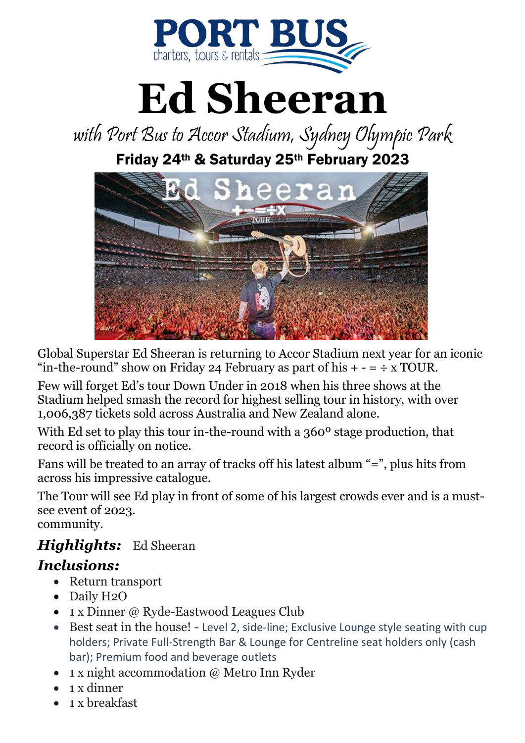# PORT BUS

charters, tours & rentals

# Ed Sheeran

## *with Port Bus to Accor Stadium, Sydney Olympic Park*

### Friday 24th & Saturday 25th February 2023

Global Superstar Ed Sheeran is returning to Accor Stadium next year for an iconic "in-the-round" show on Friday 24 February as part of his + - = ÷ x TOUR.

Few will forget Ed's tour Down Under in 2018 when his three shows at the Stadium helped smash the record for highest selling tour in history, with over 1,006,387 tickets sold across Australia and New Zealand alone.

With Ed set to play this tour in-the-round with a 360° stage production, that record is officially on notice.

Fans will be treated to an array of tracks off his latest album "=", plus hits from across his impressive catalogue.

The Tour will see Ed play in front of some of his largest crowds ever and is a must-see event of 2023.
community.

***Highlights:*** Ed Sheeran

***Inclusions:***

- Return transport
- Daily $H_2O$
- 1 x Dinner @ Ryde-Eastwood Leagues Club
- Best seat in the house! - Level 2, side-line; Exclusive Lounge style seating with cup holders; Private Full-Strength Bar & Lounge for Centreline seat holders only (cash bar); Premium food and beverage outlets
- 1 x night accommodation @ Metro Inn Ryder
- 1 x dinner
- 1 x breakfast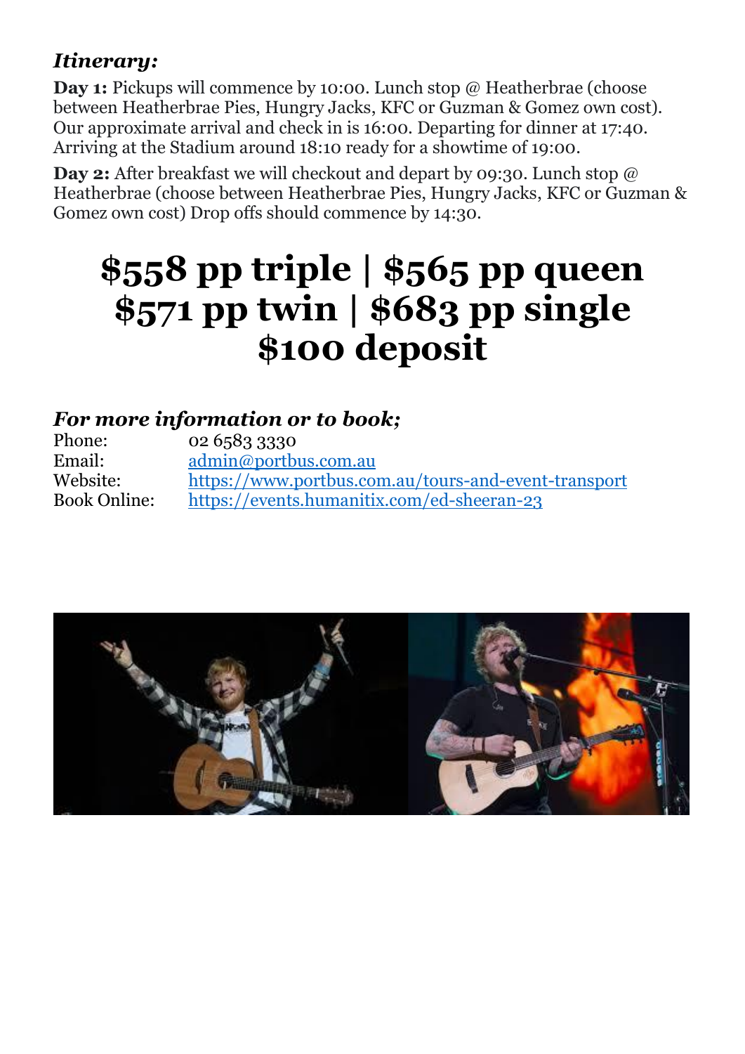***Itinerary:***

**Day 1:** Pickups will commence by 10:00. Lunch stop @ Heatherbrae (choose between Heatherbrae Pies, Hungry Jacks, KFC or Guzman & Gomez own cost). Our approximate arrival and check in is 16:00. Departing for dinner at 17:40. Arriving at the Stadium around 18:10 ready for a showtime of 19:00.

**Day 2:** After breakfast we will checkout and depart by 09:30. Lunch stop @ Heatherbrae (choose between Heatherbrae Pies, Hungry Jacks, KFC or Guzman & Gomez own cost) Drop offs should commence by 14:30.

# $558 pp triple | $565 pp queen
# $571 pp twin | $683 pp single
# $100 deposit

***For more information or to book;***

Phone: 02 6583 3330
Email: admin@portbus.com.au
Website: https://www.portbus.com.au/tours-and-event-transport
Book Online: https://events.humanitix.com/ed-sheeran-23